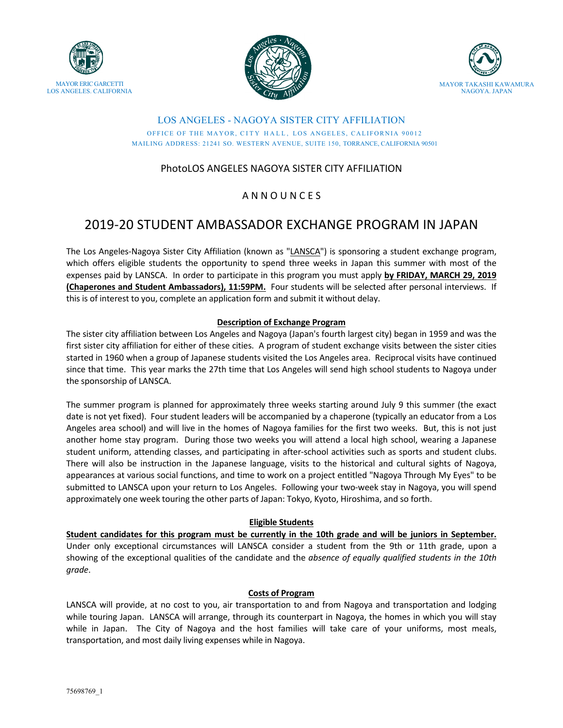MAYOR ERIC GARCETTI
LOS ANGELES. CALIFORNIA

MAYOR TAKASHI KAWAMURA
NAGOYA. JAPAN

LOS ANGELES - NAGOYA SISTER CITY AFFILIATION

OFFICE OF THE MAYOR, CITY HALL, LOS ANGELES, CALIFORNIA 90012

MAILING ADDRESS: 21241 SO. WESTERN AVENUE, SUITE 150, TORRANCE, CALIFORNIA 90501

PhotoLOS ANGELES NAGOYA SISTER CITY AFFILIATION

A N N O U N C E S

# 2019-20 STUDENT AMBASSADOR EXCHANGE PROGRAM IN JAPAN

The Los Angeles-Nagoya Sister City Affiliation (known as "LANSCA") is sponsoring a student exchange program, which offers eligible students the opportunity to spend three weeks in Japan this summer with most of the expenses paid by LANSCA. In order to participate in this program you must apply **by FRIDAY, MARCH 29, 2019 (Chaperones and Student Ambassadors), 11:59PM.** Four students will be selected after personal interviews. If this is of interest to you, complete an application form and submit it without delay.

## Description of Exchange Program

The sister city affiliation between Los Angeles and Nagoya (Japan's fourth largest city) began in 1959 and was the first sister city affiliation for either of these cities. A program of student exchange visits between the sister cities started in 1960 when a group of Japanese students visited the Los Angeles area. Reciprocal visits have continued since that time. This year marks the 27th time that Los Angeles will send high school students to Nagoya under the sponsorship of LANSCA.

The summer program is planned for approximately three weeks starting around July 9 this summer (the exact date is not yet fixed). Four student leaders will be accompanied by a chaperone (typically an educator from a Los Angeles area school) and will live in the homes of Nagoya families for the first two weeks. But, this is not just another home stay program. During those two weeks you will attend a local high school, wearing a Japanese student uniform, attending classes, and participating in after-school activities such as sports and student clubs. There will also be instruction in the Japanese language, visits to the historical and cultural sights of Nagoya, appearances at various social functions, and time to work on a project entitled "Nagoya Through My Eyes" to be submitted to LANSCA upon your return to Los Angeles. Following your two-week stay in Nagoya, you will spend approximately one week touring the other parts of Japan: Tokyo, Kyoto, Hiroshima, and so forth.

## Eligible Students

**Student candidates for this program must be currently in the 10th grade and will be juniors in September.** Under only exceptional circumstances will LANSCA consider a student from the 9th or 11th grade, upon a showing of the exceptional qualities of the candidate and the *absence of equally qualified students in the 10th grade*.

## Costs of Program

LANSCA will provide, at no cost to you, air transportation to and from Nagoya and transportation and lodging while touring Japan. LANSCA will arrange, through its counterpart in Nagoya, the homes in which you will stay while in Japan. The City of Nagoya and the host families will take care of your uniforms, most meals, transportation, and most daily living expenses while in Nagoya.

75698769_1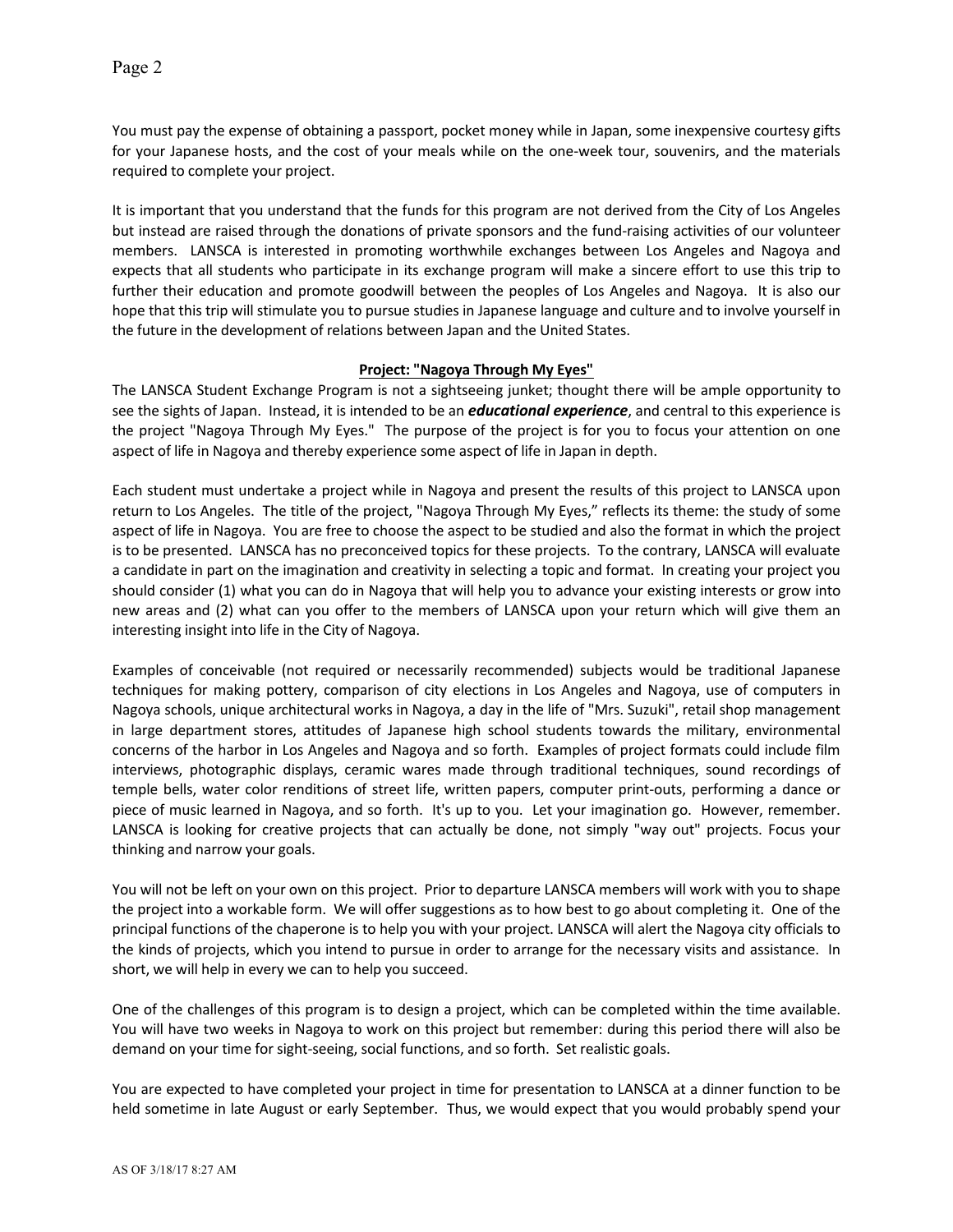You must pay the expense of obtaining a passport, pocket money while in Japan, some inexpensive courtesy gifts for your Japanese hosts, and the cost of your meals while on the one-week tour, souvenirs, and the materials required to complete your project.

It is important that you understand that the funds for this program are not derived from the City of Los Angeles but instead are raised through the donations of private sponsors and the fund-raising activities of our volunteer members. LANSCA is interested in promoting worthwhile exchanges between Los Angeles and Nagoya and expects that all students who participate in its exchange program will make a sincere effort to use this trip to further their education and promote goodwill between the peoples of Los Angeles and Nagoya. It is also our hope that this trip will stimulate you to pursue studies in Japanese language and culture and to involve yourself in the future in the development of relations between Japan and the United States.

**Project: "Nagoya Through My Eyes"**

The LANSCA Student Exchange Program is not a sightseeing junket; thought there will be ample opportunity to see the sights of Japan. Instead, it is intended to be an ***educational experience***, and central to this experience is the project "Nagoya Through My Eyes." The purpose of the project is for you to focus your attention on one aspect of life in Nagoya and thereby experience some aspect of life in Japan in depth.

Each student must undertake a project while in Nagoya and present the results of this project to LANSCA upon return to Los Angeles. The title of the project, "Nagoya Through My Eyes," reflects its theme: the study of some aspect of life in Nagoya. You are free to choose the aspect to be studied and also the format in which the project is to be presented. LANSCA has no preconceived topics for these projects. To the contrary, LANSCA will evaluate a candidate in part on the imagination and creativity in selecting a topic and format. In creating your project you should consider (1) what you can do in Nagoya that will help you to advance your existing interests or grow into new areas and (2) what can you offer to the members of LANSCA upon your return which will give them an interesting insight into life in the City of Nagoya.

Examples of conceivable (not required or necessarily recommended) subjects would be traditional Japanese techniques for making pottery, comparison of city elections in Los Angeles and Nagoya, use of computers in Nagoya schools, unique architectural works in Nagoya, a day in the life of "Mrs. Suzuki", retail shop management in large department stores, attitudes of Japanese high school students towards the military, environmental concerns of the harbor in Los Angeles and Nagoya and so forth. Examples of project formats could include film interviews, photographic displays, ceramic wares made through traditional techniques, sound recordings of temple bells, water color renditions of street life, written papers, computer print-outs, performing a dance or piece of music learned in Nagoya, and so forth. It's up to you. Let your imagination go. However, remember. LANSCA is looking for creative projects that can actually be done, not simply "way out" projects. Focus your thinking and narrow your goals.

You will not be left on your own on this project. Prior to departure LANSCA members will work with you to shape the project into a workable form. We will offer suggestions as to how best to go about completing it. One of the principal functions of the chaperone is to help you with your project. LANSCA will alert the Nagoya city officials to the kinds of projects, which you intend to pursue in order to arrange for the necessary visits and assistance. In short, we will help in every we can to help you succeed.

One of the challenges of this program is to design a project, which can be completed within the time available. You will have two weeks in Nagoya to work on this project but remember: during this period there will also be demand on your time for sight-seeing, social functions, and so forth. Set realistic goals.

You are expected to have completed your project in time for presentation to LANSCA at a dinner function to be held sometime in late August or early September. Thus, we would expect that you would probably spend your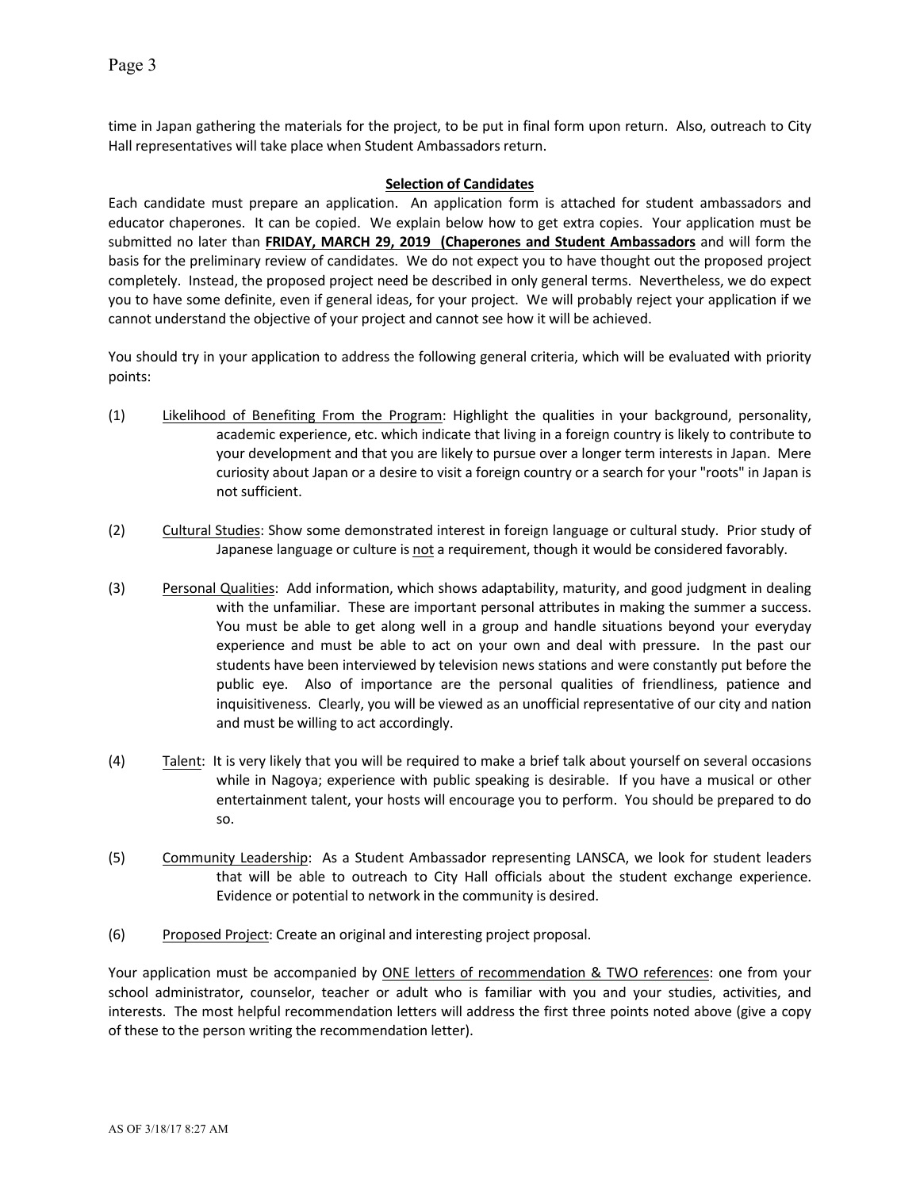time in Japan gathering the materials for the project, to be put in final form upon return. Also, outreach to City Hall representatives will take place when Student Ambassadors return.

## Selection of Candidates

Each candidate must prepare an application. An application form is attached for student ambassadors and educator chaperones. It can be copied. We explain below how to get extra copies. Your application must be submitted no later than **FRIDAY, MARCH 29, 2019 (Chaperones and Student Ambassadors** and will form the basis for the preliminary review of candidates. We do not expect you to have thought out the proposed project completely. Instead, the proposed project need be described in only general terms. Nevertheless, we do expect you to have some definite, even if general ideas, for your project. We will probably reject your application if we cannot understand the objective of your project and cannot see how it will be achieved.

You should try in your application to address the following general criteria, which will be evaluated with priority points:

(1) Likelihood of Benefiting From the Program: Highlight the qualities in your background, personality, academic experience, etc. which indicate that living in a foreign country is likely to contribute to your development and that you are likely to pursue over a longer term interests in Japan. Mere curiosity about Japan or a desire to visit a foreign country or a search for your "roots" in Japan is not sufficient.

(2) Cultural Studies: Show some demonstrated interest in foreign language or cultural study. Prior study of Japanese language or culture is not a requirement, though it would be considered favorably.

(3) Personal Qualities: Add information, which shows adaptability, maturity, and good judgment in dealing with the unfamiliar. These are important personal attributes in making the summer a success. You must be able to get along well in a group and handle situations beyond your everyday experience and must be able to act on your own and deal with pressure. In the past our students have been interviewed by television news stations and were constantly put before the public eye. Also of importance are the personal qualities of friendliness, patience and inquisitiveness. Clearly, you will be viewed as an unofficial representative of our city and nation and must be willing to act accordingly.

(4) Talent: It is very likely that you will be required to make a brief talk about yourself on several occasions while in Nagoya; experience with public speaking is desirable. If you have a musical or other entertainment talent, your hosts will encourage you to perform. You should be prepared to do so.

(5) Community Leadership: As a Student Ambassador representing LANSCA, we look for student leaders that will be able to outreach to City Hall officials about the student exchange experience. Evidence or potential to network in the community is desired.

(6) Proposed Project: Create an original and interesting project proposal.

Your application must be accompanied by ONE letters of recommendation & TWO references: one from your school administrator, counselor, teacher or adult who is familiar with you and your studies, activities, and interests. The most helpful recommendation letters will address the first three points noted above (give a copy of these to the person writing the recommendation letter).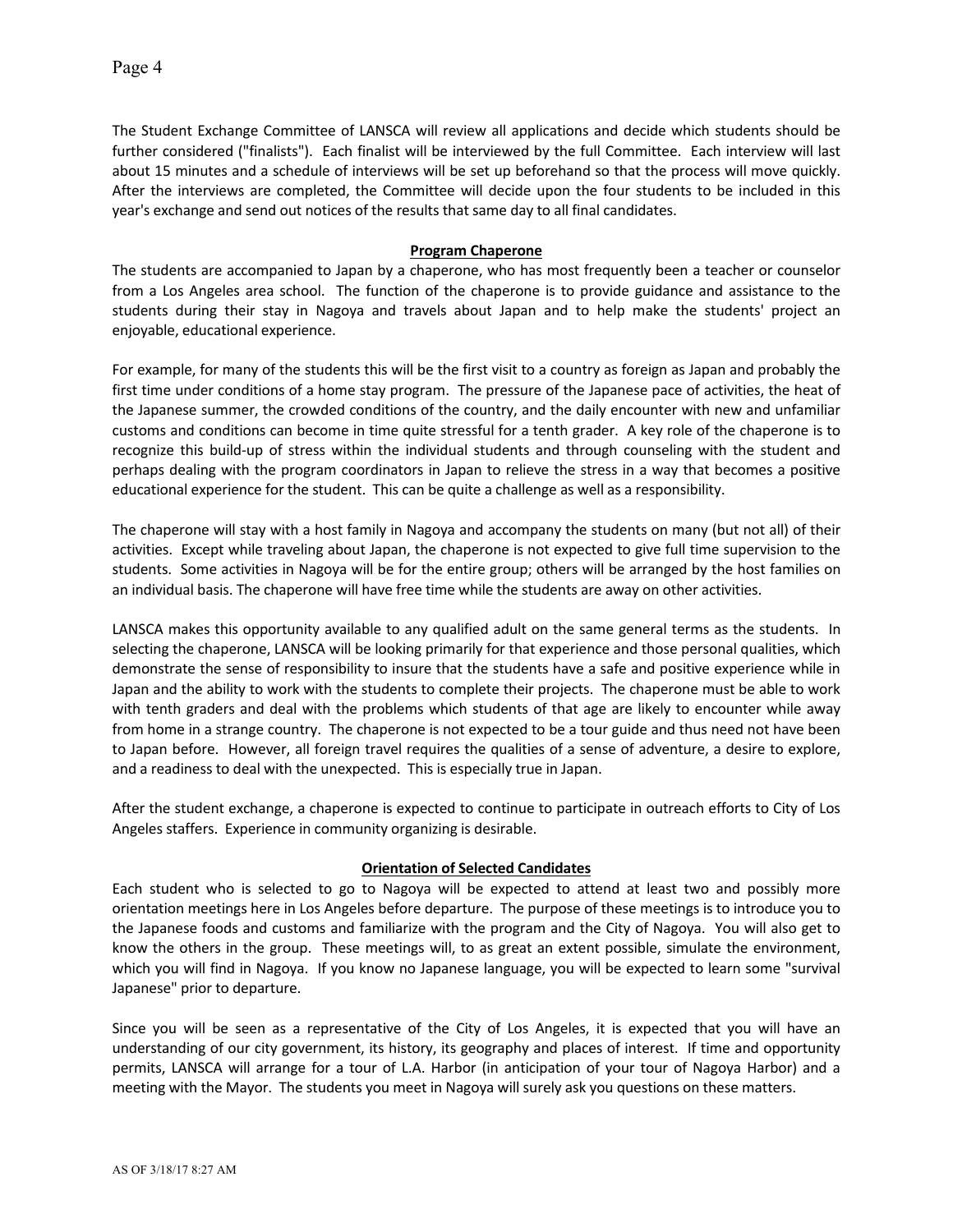The Student Exchange Committee of LANSCA will review all applications and decide which students should be further considered ("finalists"). Each finalist will be interviewed by the full Committee. Each interview will last about 15 minutes and a schedule of interviews will be set up beforehand so that the process will move quickly. After the interviews are completed, the Committee will decide upon the four students to be included in this year's exchange and send out notices of the results that same day to all final candidates.

## Program Chaperone

The students are accompanied to Japan by a chaperone, who has most frequently been a teacher or counselor from a Los Angeles area school. The function of the chaperone is to provide guidance and assistance to the students during their stay in Nagoya and travels about Japan and to help make the students' project an enjoyable, educational experience.

For example, for many of the students this will be the first visit to a country as foreign as Japan and probably the first time under conditions of a home stay program. The pressure of the Japanese pace of activities, the heat of the Japanese summer, the crowded conditions of the country, and the daily encounter with new and unfamiliar customs and conditions can become in time quite stressful for a tenth grader. A key role of the chaperone is to recognize this build-up of stress within the individual students and through counseling with the student and perhaps dealing with the program coordinators in Japan to relieve the stress in a way that becomes a positive educational experience for the student. This can be quite a challenge as well as a responsibility.

The chaperone will stay with a host family in Nagoya and accompany the students on many (but not all) of their activities. Except while traveling about Japan, the chaperone is not expected to give full time supervision to the students. Some activities in Nagoya will be for the entire group; others will be arranged by the host families on an individual basis. The chaperone will have free time while the students are away on other activities.

LANSCA makes this opportunity available to any qualified adult on the same general terms as the students. In selecting the chaperone, LANSCA will be looking primarily for that experience and those personal qualities, which demonstrate the sense of responsibility to insure that the students have a safe and positive experience while in Japan and the ability to work with the students to complete their projects. The chaperone must be able to work with tenth graders and deal with the problems which students of that age are likely to encounter while away from home in a strange country. The chaperone is not expected to be a tour guide and thus need not have been to Japan before. However, all foreign travel requires the qualities of a sense of adventure, a desire to explore, and a readiness to deal with the unexpected. This is especially true in Japan.

After the student exchange, a chaperone is expected to continue to participate in outreach efforts to City of Los Angeles staffers. Experience in community organizing is desirable.

## Orientation of Selected Candidates

Each student who is selected to go to Nagoya will be expected to attend at least two and possibly more orientation meetings here in Los Angeles before departure. The purpose of these meetings is to introduce you to the Japanese foods and customs and familiarize with the program and the City of Nagoya. You will also get to know the others in the group. These meetings will, to as great an extent possible, simulate the environment, which you will find in Nagoya. If you know no Japanese language, you will be expected to learn some "survival Japanese" prior to departure.

Since you will be seen as a representative of the City of Los Angeles, it is expected that you will have an understanding of our city government, its history, its geography and places of interest. If time and opportunity permits, LANSCA will arrange for a tour of L.A. Harbor (in anticipation of your tour of Nagoya Harbor) and a meeting with the Mayor. The students you meet in Nagoya will surely ask you questions on these matters.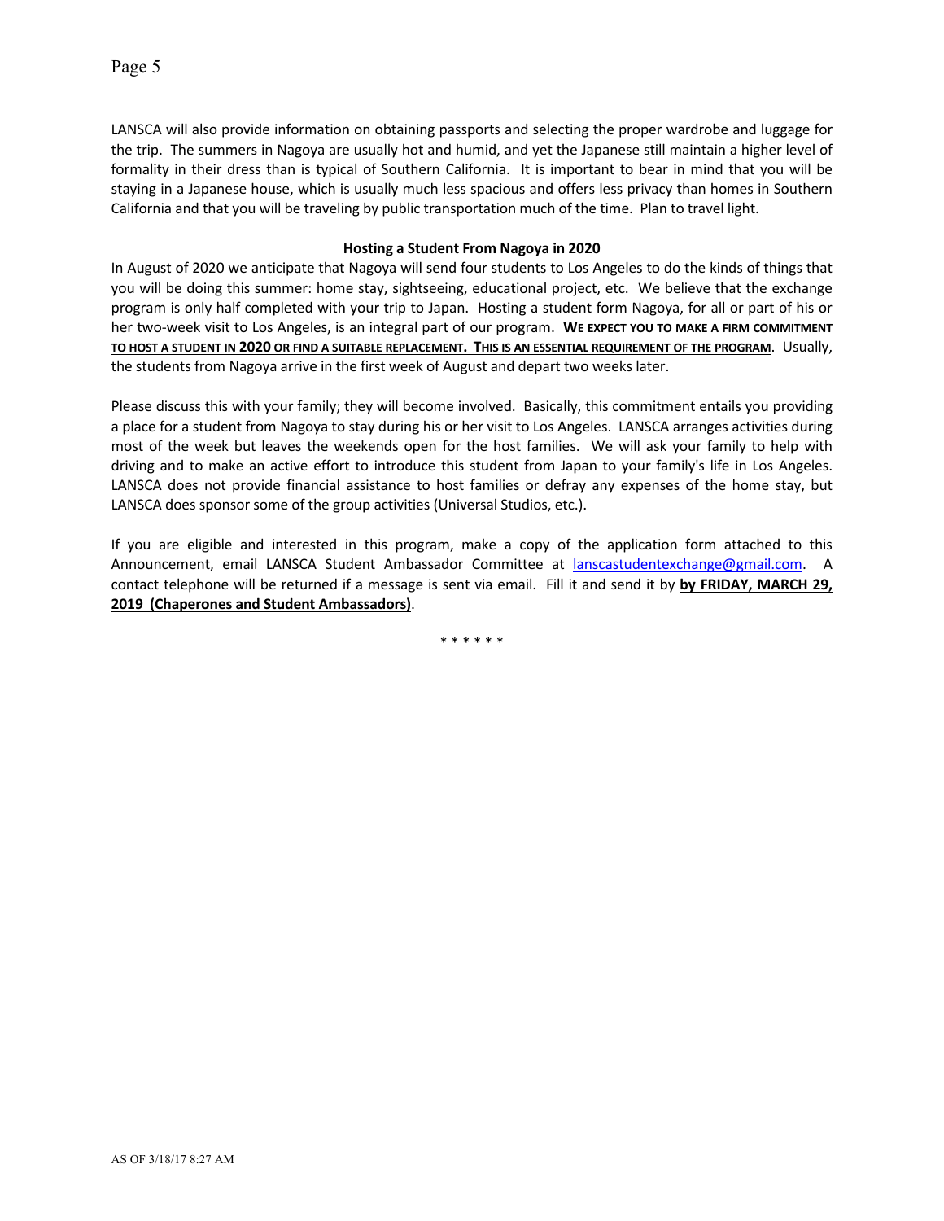LANSCA will also provide information on obtaining passports and selecting the proper wardrobe and luggage for the trip. The summers in Nagoya are usually hot and humid, and yet the Japanese still maintain a higher level of formality in their dress than is typical of Southern California. It is important to bear in mind that you will be staying in a Japanese house, which is usually much less spacious and offers less privacy than homes in Southern California and that you will be traveling by public transportation much of the time. Plan to travel light.

## Hosting a Student From Nagoya in 2020

In August of 2020 we anticipate that Nagoya will send four students to Los Angeles to do the kinds of things that you will be doing this summer: home stay, sightseeing, educational project, etc. We believe that the exchange program is only half completed with your trip to Japan. Hosting a student form Nagoya, for all or part of his or her two-week visit to Los Angeles, is an integral part of our program. **WE EXPECT YOU TO MAKE A FIRM COMMITMENT TO HOST A STUDENT IN 2020 OR FIND A SUITABLE REPLACEMENT. THIS IS AN ESSENTIAL REQUIREMENT OF THE PROGRAM**. Usually, the students from Nagoya arrive in the first week of August and depart two weeks later.

Please discuss this with your family; they will become involved. Basically, this commitment entails you providing a place for a student from Nagoya to stay during his or her visit to Los Angeles. LANSCA arranges activities during most of the week but leaves the weekends open for the host families. We will ask your family to help with driving and to make an active effort to introduce this student from Japan to your family's life in Los Angeles. LANSCA does not provide financial assistance to host families or defray any expenses of the home stay, but LANSCA does sponsor some of the group activities (Universal Studios, etc.).

If you are eligible and interested in this program, make a copy of the application form attached to this Announcement, email LANSCA Student Ambassador Committee at lanscastudentexchange@gmail.com. A contact telephone will be returned if a message is sent via email. Fill it and send it by **by FRIDAY, MARCH 29, 2019 (Chaperones and Student Ambassadors)**.

\* \* \* \* \* \*

AS OF 3/18/17 8:27 AM